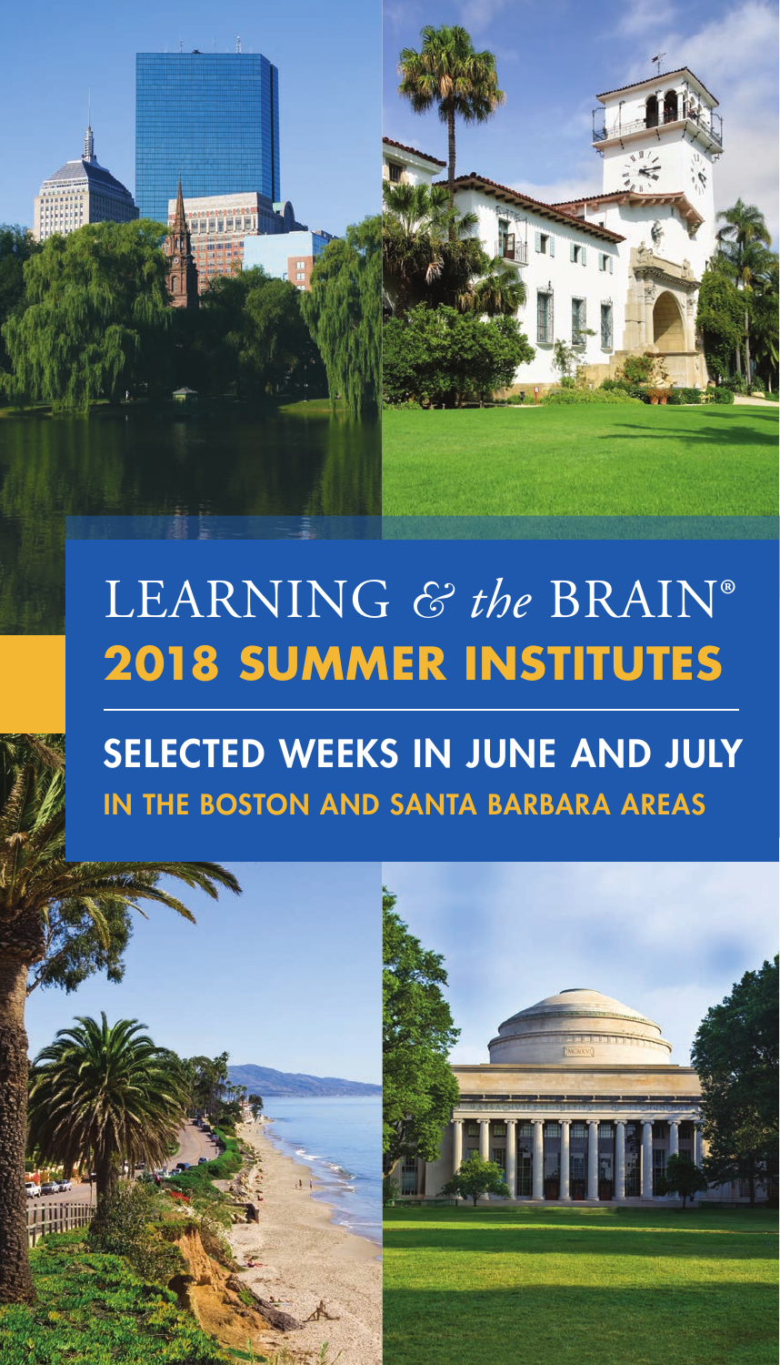# LEARNING *& the* BRAIN®

## 2018 SUMMER INSTITUTES

### SELECTED WEEKS IN JUNE AND JULY

IN THE BOSTON AND SANTA BARBARA AREAS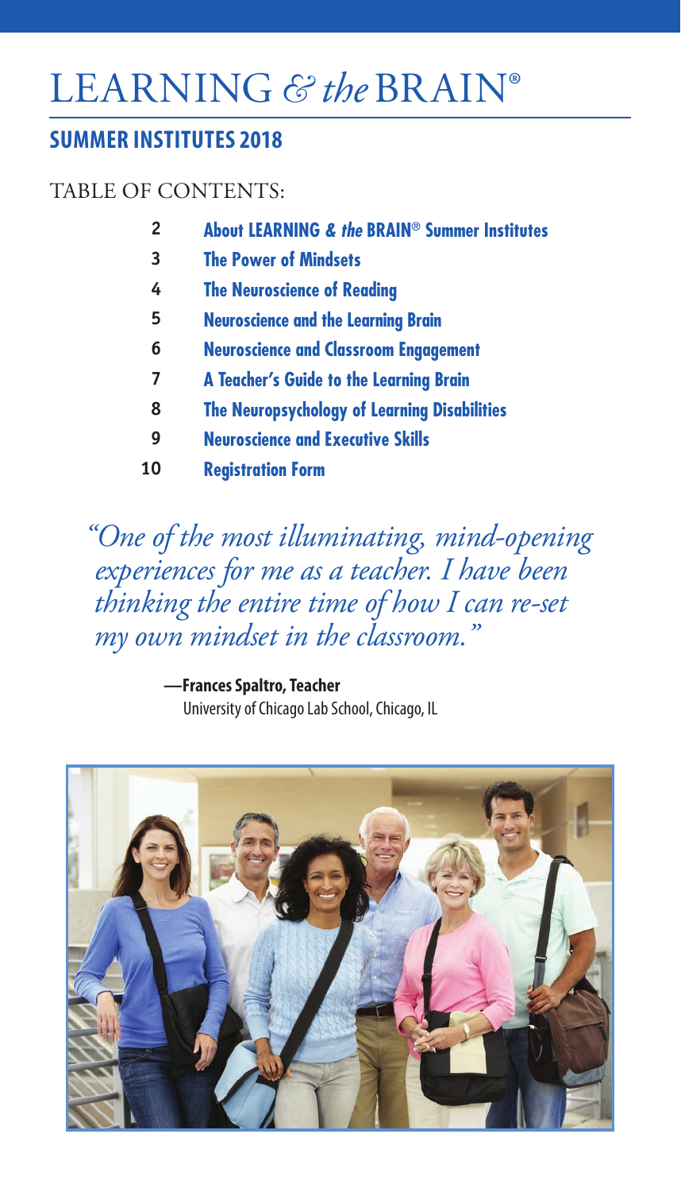# LEARNING *&* *the* BRAIN®

## SUMMER INSTITUTES 2018

TABLE OF CONTENTS:

| | |
|---|---|
| 2 | **About LEARNING & *the* BRAIN® Summer Institutes** |
| 3 | **The Power of Mindsets** |
| 4 | **The Neuroscience of Reading** |
| 5 | **Neuroscience and the Learning Brain** |
| 6 | **Neuroscience and Classroom Engagement** |
| 7 | **A Teacher's Guide to the Learning Brain** |
| 8 | **The Neuropsychology of Learning Disabilities** |
| 9 | **Neuroscience and Executive Skills** |
| 10 | **Registration Form** |

*"One of the most illuminating, mind-opening experiences for me as a teacher. I have been thinking the entire time of how I can re-set my own mindset in the classroom."*

**—Frances Spaltro, Teacher**
University of Chicago Lab School, Chicago, IL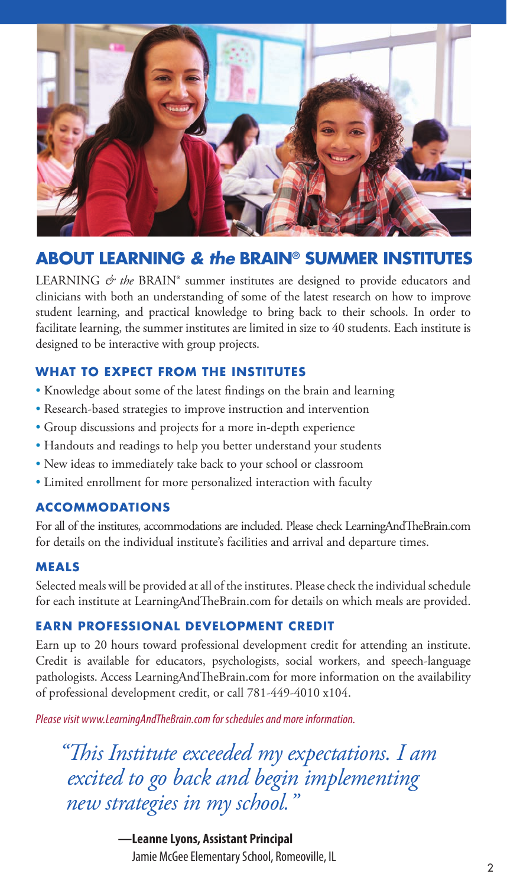## ABOUT LEARNING & *the* BRAIN® SUMMER INSTITUTES

LEARNING *&* *the* BRAIN® summer institutes are designed to provide educators and clinicians with both an understanding of some of the latest research on how to improve student learning, and practical knowledge to bring back to their schools. In order to facilitate learning, the summer institutes are limited in size to 40 students. Each institute is designed to be interactive with group projects.

### WHAT TO EXPECT FROM THE INSTITUTES

- Knowledge about some of the latest findings on the brain and learning
- Research-based strategies to improve instruction and intervention
- Group discussions and projects for a more in-depth experience
- Handouts and readings to help you better understand your students
- New ideas to immediately take back to your school or classroom
- Limited enrollment for more personalized interaction with faculty

### ACCOMMODATIONS

For all of the institutes, accommodations are included. Please check LearningAndTheBrain.com for details on the individual institute's facilities and arrival and departure times.

### MEALS

Selected meals will be provided at all of the institutes. Please check the individual schedule for each institute at LearningAndTheBrain.com for details on which meals are provided.

### EARN PROFESSIONAL DEVELOPMENT CREDIT

Earn up to 20 hours toward professional development credit for attending an institute. Credit is available for educators, psychologists, social workers, and speech-language pathologists. Access LearningAndTheBrain.com for more information on the availability of professional development credit, or call 781-449-4010 x104.

*Please visit www.LearningAndTheBrain.com for schedules and more information.*

> *"This Institute exceeded my expectations. I am excited to go back and begin implementing new strategies in my school."*
>
> **—Leanne Lyons, Assistant Principal**
> Jamie McGee Elementary School, Romeoville, IL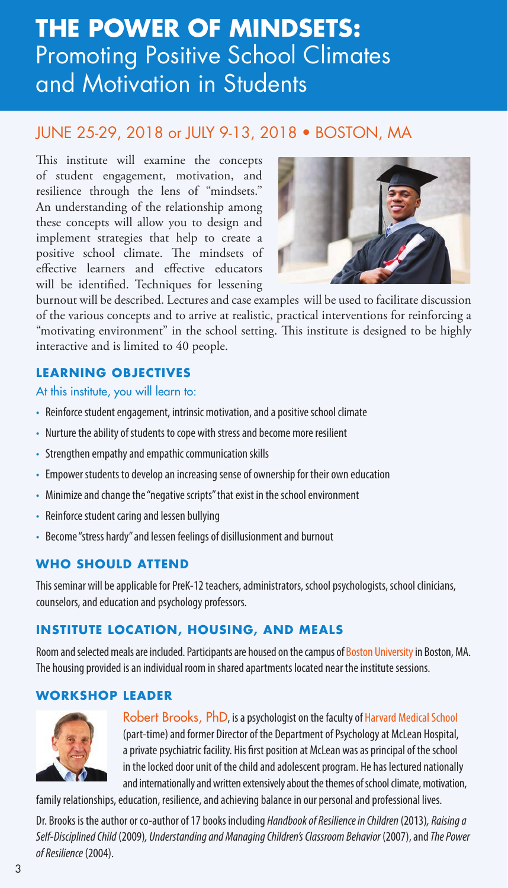# THE POWER OF MINDSETS: Promoting Positive School Climates and Motivation in Students

## JUNE 25-29, 2018 or JULY 9-13, 2018 • BOSTON, MA

This institute will examine the concepts of student engagement, motivation, and resilience through the lens of "mindsets." An understanding of the relationship among these concepts will allow you to design and implement strategies that help to create a positive school climate. The mindsets of effective learners and effective educators will be identified. Techniques for lessening burnout will be described. Lectures and case examples will be used to facilitate discussion of the various concepts and to arrive at realistic, practical interventions for reinforcing a "motivating environment" in the school setting. This institute is designed to be highly interactive and is limited to 40 people.

### LEARNING OBJECTIVES

At this institute, you will learn to:

- Reinforce student engagement, intrinsic motivation, and a positive school climate
- Nurture the ability of students to cope with stress and become more resilient
- Strengthen empathy and empathic communication skills
- Empower students to develop an increasing sense of ownership for their own education
- Minimize and change the "negative scripts" that exist in the school environment
- Reinforce student caring and lessen bullying
- Become "stress hardy" and lessen feelings of disillusionment and burnout

### WHO SHOULD ATTEND

This seminar will be applicable for PreK-12 teachers, administrators, school psychologists, school clinicians, counselors, and education and psychology professors.

### INSTITUTE LOCATION, HOUSING, AND MEALS

Room and selected meals are included. Participants are housed on the campus of Boston University in Boston, MA. The housing provided is an individual room in shared apartments located near the institute sessions.

### WORKSHOP LEADER

Robert Brooks, PhD, is a psychologist on the faculty of Harvard Medical School (part-time) and former Director of the Department of Psychology at McLean Hospital, a private psychiatric facility. His first position at McLean was as principal of the school in the locked door unit of the child and adolescent program. He has lectured nationally and internationally and written extensively about the themes of school climate, motivation, family relationships, education, resilience, and achieving balance in our personal and professional lives.

Dr. Brooks is the author or co-author of 17 books including *Handbook of Resilience in Children* (2013), *Raising a Self-Disciplined Child* (2009), *Understanding and Managing Children's Classroom Behavior* (2007), and *The Power of Resilience* (2004).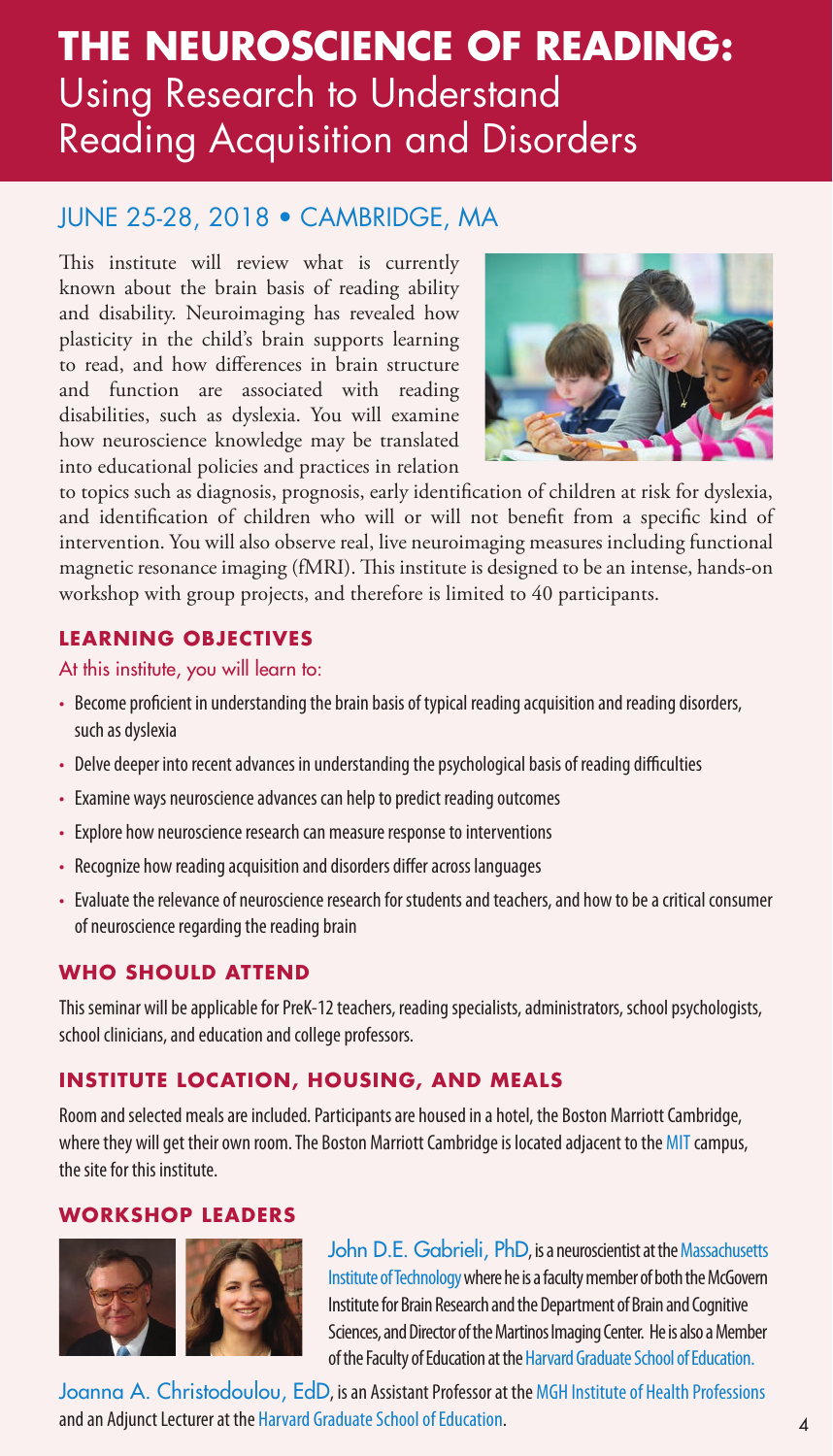# THE NEUROSCIENCE OF READING: Using Research to Understand Reading Acquisition and Disorders

## JUNE 25-28, 2018 • CAMBRIDGE, MA

This institute will review what is currently known about the brain basis of reading ability and disability. Neuroimaging has revealed how plasticity in the child's brain supports learning to read, and how differences in brain structure and function are associated with reading disabilities, such as dyslexia. You will examine how neuroscience knowledge may be translated into educational policies and practices in relation to topics such as diagnosis, prognosis, early identification of children at risk for dyslexia, and identification of children who will or will not benefit from a specific kind of intervention. You will also observe real, live neuroimaging measures including functional magnetic resonance imaging (fMRI). This institute is designed to be an intense, hands-on workshop with group projects, and therefore is limited to 40 participants.

### LEARNING OBJECTIVES

At this institute, you will learn to:

- Become proficient in understanding the brain basis of typical reading acquisition and reading disorders, such as dyslexia
- Delve deeper into recent advances in understanding the psychological basis of reading difficulties
- Examine ways neuroscience advances can help to predict reading outcomes
- Explore how neuroscience research can measure response to interventions
- Recognize how reading acquisition and disorders differ across languages
- Evaluate the relevance of neuroscience research for students and teachers, and how to be a critical consumer of neuroscience regarding the reading brain

### WHO SHOULD ATTEND

This seminar will be applicable for PreK-12 teachers, reading specialists, administrators, school psychologists, school clinicians, and education and college professors.

### INSTITUTE LOCATION, HOUSING, AND MEALS

Room and selected meals are included. Participants are housed in a hotel, the Boston Marriott Cambridge, where they will get their own room. The Boston Marriott Cambridge is located adjacent to the MIT campus, the site for this institute.

### WORKSHOP LEADERS

John D.E. Gabrieli, PhD, is a neuroscientist at the Massachusetts Institute of Technology where he is a faculty member of both the McGovern Institute for Brain Research and the Department of Brain and Cognitive Sciences, and Director of the Martinos Imaging Center. He is also a Member of the Faculty of Education at the Harvard Graduate School of Education.

Joanna A. Christodoulou, EdD, is an Assistant Professor at the MGH Institute of Health Professions and an Adjunct Lecturer at the Harvard Graduate School of Education.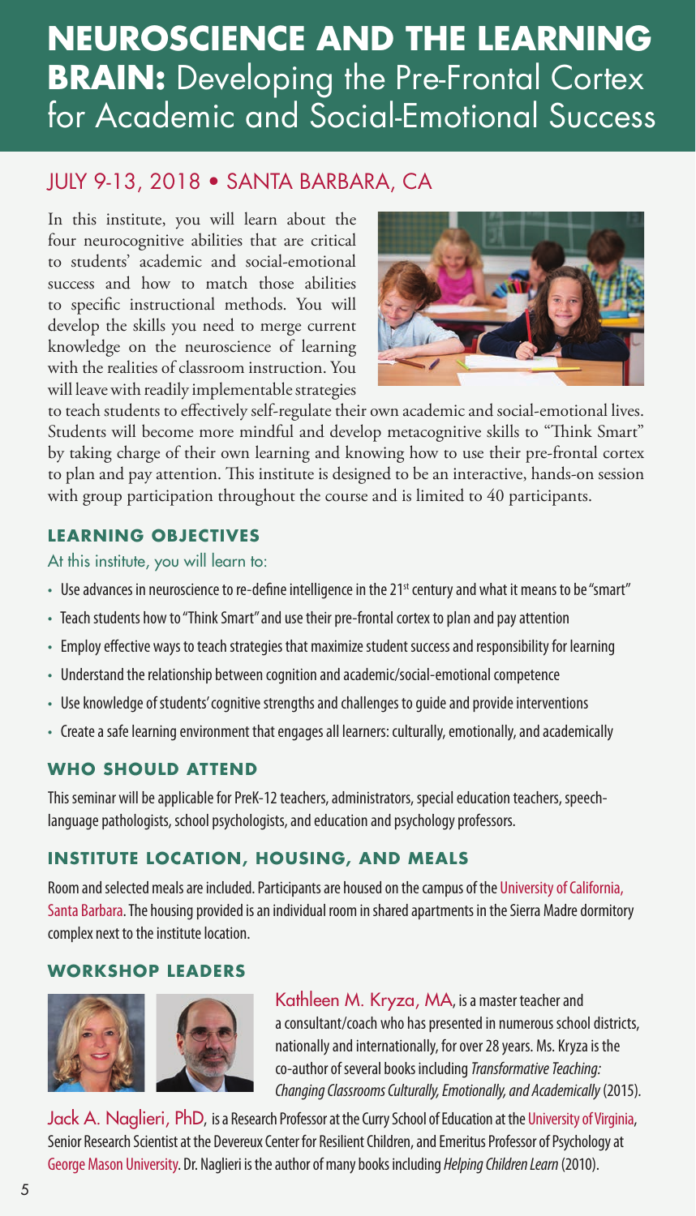# NEUROSCIENCE AND THE LEARNING BRAIN: Developing the Pre-Frontal Cortex for Academic and Social-Emotional Success

## JULY 9-13, 2018 • SANTA BARBARA, CA

In this institute, you will learn about the four neurocognitive abilities that are critical to students' academic and social-emotional success and how to match those abilities to specific instructional methods. You will develop the skills you need to merge current knowledge on the neuroscience of learning with the realities of classroom instruction. You will leave with readily implementable strategies to teach students to effectively self-regulate their own academic and social-emotional lives. Students will become more mindful and develop metacognitive skills to "Think Smart" by taking charge of their own learning and knowing how to use their pre-frontal cortex to plan and pay attention. This institute is designed to be an interactive, hands-on session with group participation throughout the course and is limited to 40 participants.

### LEARNING OBJECTIVES

At this institute, you will learn to:

- Use advances in neuroscience to re-define intelligence in the 21st century and what it means to be "smart"
- Teach students how to "Think Smart" and use their pre-frontal cortex to plan and pay attention
- Employ effective ways to teach strategies that maximize student success and responsibility for learning
- Understand the relationship between cognition and academic/social-emotional competence
- Use knowledge of students' cognitive strengths and challenges to guide and provide interventions
- Create a safe learning environment that engages all learners: culturally, emotionally, and academically

### WHO SHOULD ATTEND

This seminar will be applicable for PreK-12 teachers, administrators, special education teachers, speech-language pathologists, school psychologists, and education and psychology professors.

### INSTITUTE LOCATION, HOUSING, AND MEALS

Room and selected meals are included. Participants are housed on the campus of the University of California, Santa Barbara. The housing provided is an individual room in shared apartments in the Sierra Madre dormitory complex next to the institute location.

### WORKSHOP LEADERS

Kathleen M. Kryza, MA, is a master teacher and a consultant/coach who has presented in numerous school districts, nationally and internationally, for over 28 years. Ms. Kryza is the co-author of several books including *Transformative Teaching: Changing Classrooms Culturally, Emotionally, and Academically* (2015).

Jack A. Naglieri, PhD, is a Research Professor at the Curry School of Education at the University of Virginia, Senior Research Scientist at the Devereux Center for Resilient Children, and Emeritus Professor of Psychology at George Mason University. Dr. Naglieri is the author of many books including *Helping Children Learn* (2010).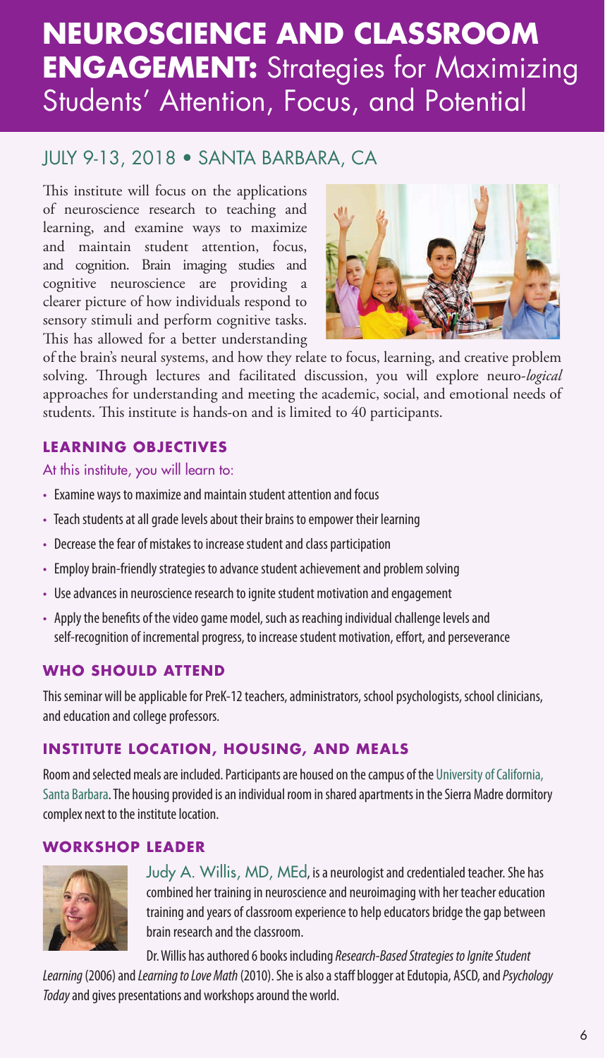# NEUROSCIENCE AND CLASSROOM ENGAGEMENT: Strategies for Maximizing Students' Attention, Focus, and Potential

## JULY 9-13, 2018 • SANTA BARBARA, CA

This institute will focus on the applications of neuroscience research to teaching and learning, and examine ways to maximize and maintain student attention, focus, and cognition. Brain imaging studies and cognitive neuroscience are providing a clearer picture of how individuals respond to sensory stimuli and perform cognitive tasks. This has allowed for a better understanding of the brain's neural systems, and how they relate to focus, learning, and creative problem solving. Through lectures and facilitated discussion, you will explore neuro-*logical* approaches for understanding and meeting the academic, social, and emotional needs of students. This institute is hands-on and is limited to 40 participants.

### LEARNING OBJECTIVES

At this institute, you will learn to:

- Examine ways to maximize and maintain student attention and focus
- Teach students at all grade levels about their brains to empower their learning
- Decrease the fear of mistakes to increase student and class participation
- Employ brain-friendly strategies to advance student achievement and problem solving
- Use advances in neuroscience research to ignite student motivation and engagement
- Apply the benefits of the video game model, such as reaching individual challenge levels and self-recognition of incremental progress, to increase student motivation, effort, and perseverance

### WHO SHOULD ATTEND

This seminar will be applicable for PreK-12 teachers, administrators, school psychologists, school clinicians, and education and college professors.

### INSTITUTE LOCATION, HOUSING, AND MEALS

Room and selected meals are included. Participants are housed on the campus of the University of California, Santa Barbara. The housing provided is an individual room in shared apartments in the Sierra Madre dormitory complex next to the institute location.

### WORKSHOP LEADER

Judy A. Willis, MD, MEd, is a neurologist and credentialed teacher. She has combined her training in neuroscience and neuroimaging with her teacher education training and years of classroom experience to help educators bridge the gap between brain research and the classroom.

Dr. Willis has authored 6 books including *Research-Based Strategies to Ignite Student Learning* (2006) and *Learning to Love Math* (2010). She is also a staff blogger at Edutopia, ASCD, and *Psychology Today* and gives presentations and workshops around the world.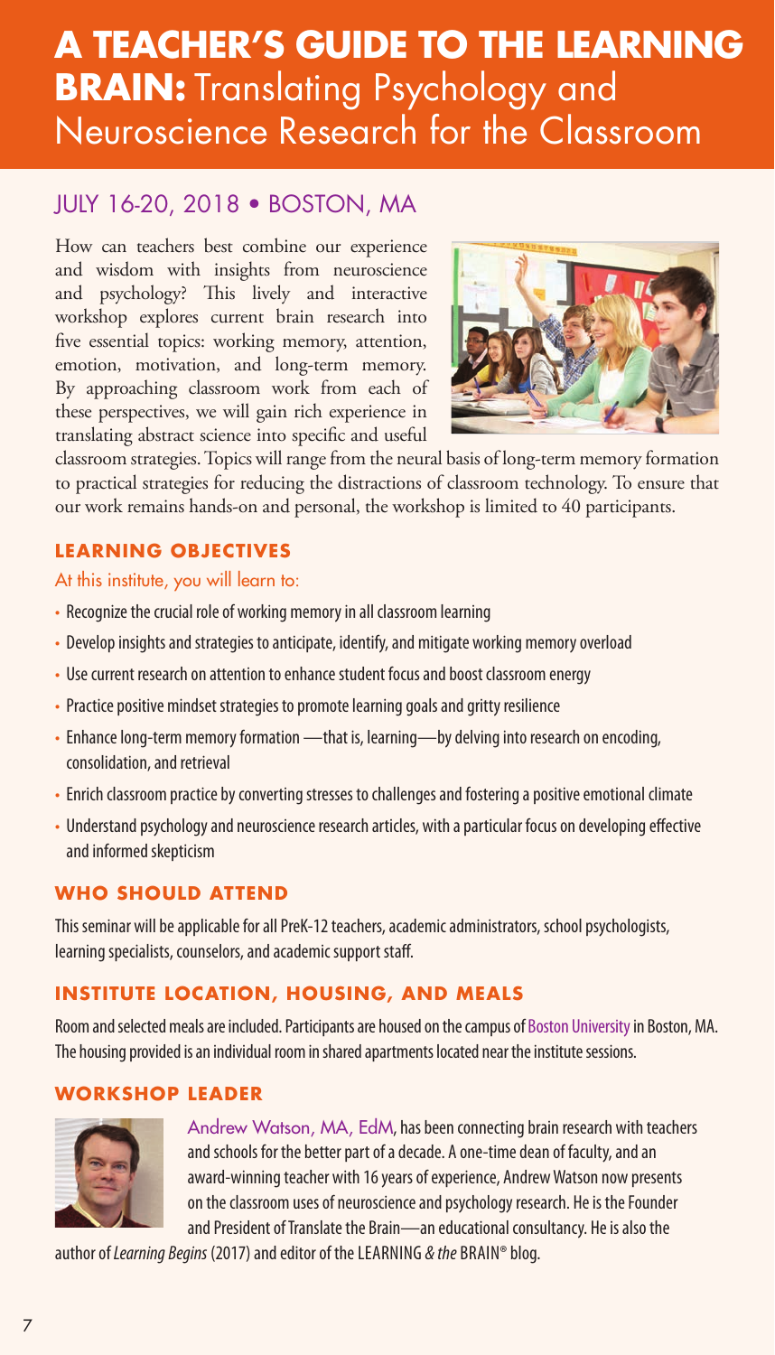# A TEACHER'S GUIDE TO THE LEARNING BRAIN: Translating Psychology and Neuroscience Research for the Classroom

## JULY 16-20, 2018 • BOSTON, MA

How can teachers best combine our experience and wisdom with insights from neuroscience and psychology? This lively and interactive workshop explores current brain research into five essential topics: working memory, attention, emotion, motivation, and long-term memory. By approaching classroom work from each of these perspectives, we will gain rich experience in translating abstract science into specific and useful classroom strategies. Topics will range from the neural basis of long-term memory formation to practical strategies for reducing the distractions of classroom technology. To ensure that our work remains hands-on and personal, the workshop is limited to 40 participants.

### LEARNING OBJECTIVES

At this institute, you will learn to:

- Recognize the crucial role of working memory in all classroom learning
- Develop insights and strategies to anticipate, identify, and mitigate working memory overload
- Use current research on attention to enhance student focus and boost classroom energy
- Practice positive mindset strategies to promote learning goals and gritty resilience
- Enhance long-term memory formation —that is, learning—by delving into research on encoding, consolidation, and retrieval
- Enrich classroom practice by converting stresses to challenges and fostering a positive emotional climate
- Understand psychology and neuroscience research articles, with a particular focus on developing effective and informed skepticism

### WHO SHOULD ATTEND

This seminar will be applicable for all PreK-12 teachers, academic administrators, school psychologists, learning specialists, counselors, and academic support staff.

### INSTITUTE LOCATION, HOUSING, AND MEALS

Room and selected meals are included. Participants are housed on the campus of Boston University in Boston, MA. The housing provided is an individual room in shared apartments located near the institute sessions.

### WORKSHOP LEADER

Andrew Watson, MA, EdM, has been connecting brain research with teachers and schools for the better part of a decade. A one-time dean of faculty, and an award-winning teacher with 16 years of experience, Andrew Watson now presents on the classroom uses of neuroscience and psychology research. He is the Founder and President of Translate the Brain—an educational consultancy. He is also the author of *Learning Begins* (2017) and editor of the LEARNING *& the* BRAIN® blog.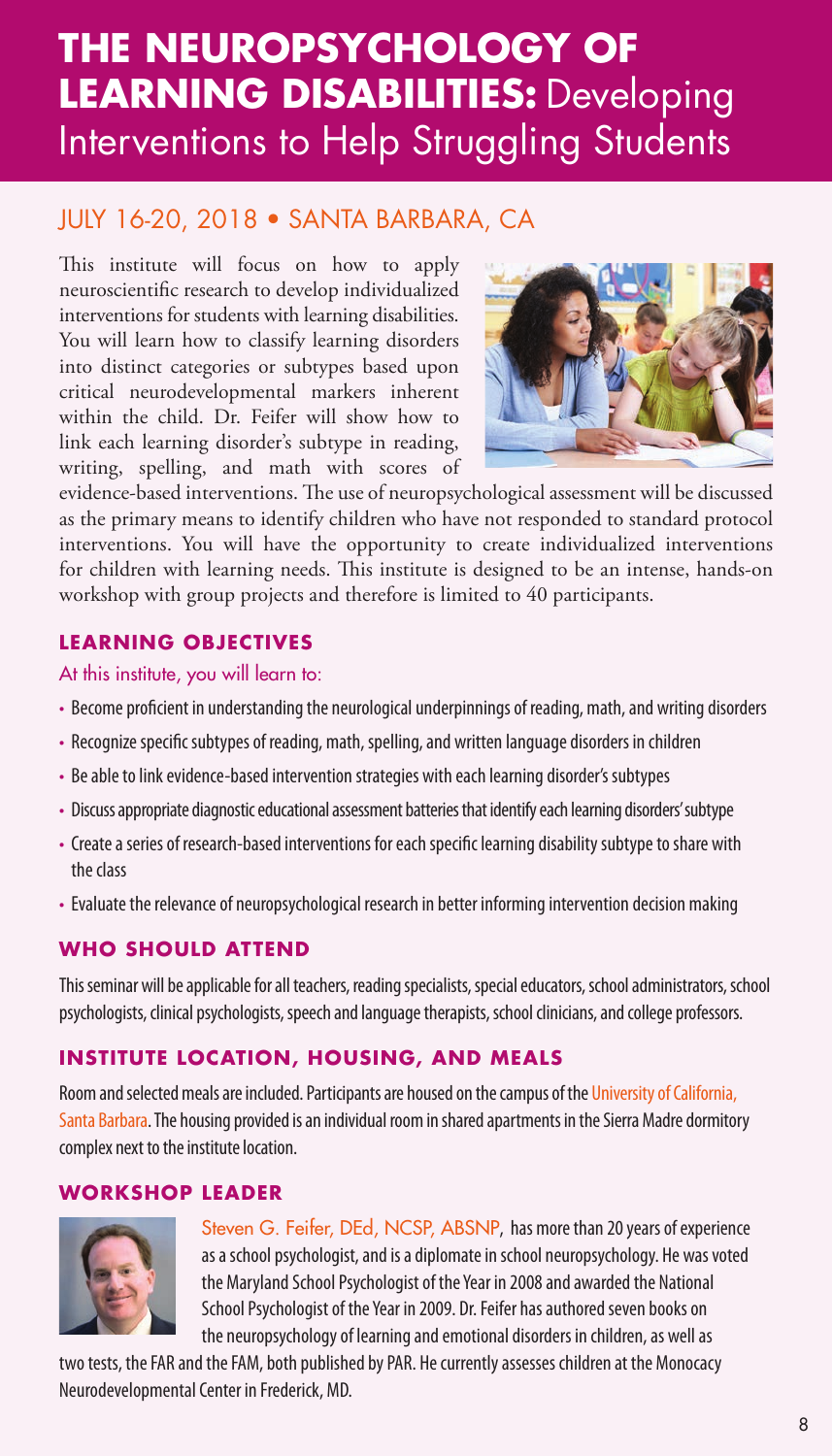# THE NEUROPSYCHOLOGY OF LEARNING DISABILITIES: Developing Interventions to Help Struggling Students

## JULY 16-20, 2018 • SANTA BARBARA, CA

This institute will focus on how to apply neuroscientific research to develop individualized interventions for students with learning disabilities. You will learn how to classify learning disorders into distinct categories or subtypes based upon critical neurodevelopmental markers inherent within the child. Dr. Feifer will show how to link each learning disorder's subtype in reading, writing, spelling, and math with scores of evidence-based interventions. The use of neuropsychological assessment will be discussed as the primary means to identify children who have not responded to standard protocol interventions. You will have the opportunity to create individualized interventions for children with learning needs. This institute is designed to be an intense, hands-on workshop with group projects and therefore is limited to 40 participants.

### LEARNING OBJECTIVES

At this institute, you will learn to:

- Become proficient in understanding the neurological underpinnings of reading, math, and writing disorders
- Recognize specific subtypes of reading, math, spelling, and written language disorders in children
- Be able to link evidence-based intervention strategies with each learning disorder's subtypes
- Discuss appropriate diagnostic educational assessment batteries that identify each learning disorders' subtype
- Create a series of research-based interventions for each specific learning disability subtype to share with the class
- Evaluate the relevance of neuropsychological research in better informing intervention decision making

### WHO SHOULD ATTEND

This seminar will be applicable for all teachers, reading specialists, special educators, school administrators, school psychologists, clinical psychologists, speech and language therapists, school clinicians, and college professors.

### INSTITUTE LOCATION, HOUSING, AND MEALS

Room and selected meals are included. Participants are housed on the campus of the University of California, Santa Barbara. The housing provided is an individual room in shared apartments in the Sierra Madre dormitory complex next to the institute location.

### WORKSHOP LEADER

Steven G. Feifer, DEd, NCSP, ABSNP, has more than 20 years of experience as a school psychologist, and is a diplomate in school neuropsychology. He was voted the Maryland School Psychologist of the Year in 2008 and awarded the National School Psychologist of the Year in 2009. Dr. Feifer has authored seven books on the neuropsychology of learning and emotional disorders in children, as well as two tests, the FAR and the FAM, both published by PAR. He currently assesses children at the Monocacy Neurodevelopmental Center in Frederick, MD.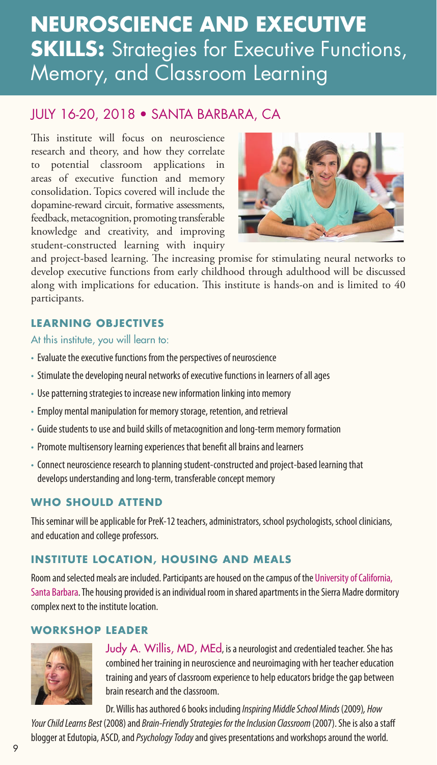# NEUROSCIENCE AND EXECUTIVE SKILLS: Strategies for Executive Functions, Memory, and Classroom Learning

## JULY 16-20, 2018 • SANTA BARBARA, CA

This institute will focus on neuroscience research and theory, and how they correlate to potential classroom applications in areas of executive function and memory consolidation. Topics covered will include the dopamine-reward circuit, formative assessments, feedback, metacognition, promoting transferable knowledge and creativity, and improving student-constructed learning with inquiry and project-based learning. The increasing promise for stimulating neural networks to develop executive functions from early childhood through adulthood will be discussed along with implications for education. This institute is hands-on and is limited to 40 participants.

### LEARNING OBJECTIVES

At this institute, you will learn to:

- Evaluate the executive functions from the perspectives of neuroscience
- Stimulate the developing neural networks of executive functions in learners of all ages
- Use patterning strategies to increase new information linking into memory
- Employ mental manipulation for memory storage, retention, and retrieval
- Guide students to use and build skills of metacognition and long-term memory formation
- Promote multisensory learning experiences that benefit all brains and learners
- Connect neuroscience research to planning student-constructed and project-based learning that develops understanding and long-term, transferable concept memory

### WHO SHOULD ATTEND

This seminar will be applicable for PreK-12 teachers, administrators, school psychologists, school clinicians, and education and college professors.

### INSTITUTE LOCATION, HOUSING AND MEALS

Room and selected meals are included. Participants are housed on the campus of the University of California, Santa Barbara. The housing provided is an individual room in shared apartments in the Sierra Madre dormitory complex next to the institute location.

### WORKSHOP LEADER

Judy A. Willis, MD, MEd, is a neurologist and credentialed teacher. She has combined her training in neuroscience and neuroimaging with her teacher education training and years of classroom experience to help educators bridge the gap between brain research and the classroom.

Dr. Willis has authored 6 books including *Inspiring Middle School Minds* (2009), *How Your Child Learns Best* (2008) and *Brain-Friendly Strategies for the Inclusion Classroom* (2007). She is also a staff blogger at Edutopia, ASCD, and *Psychology Today* and gives presentations and workshops around the world.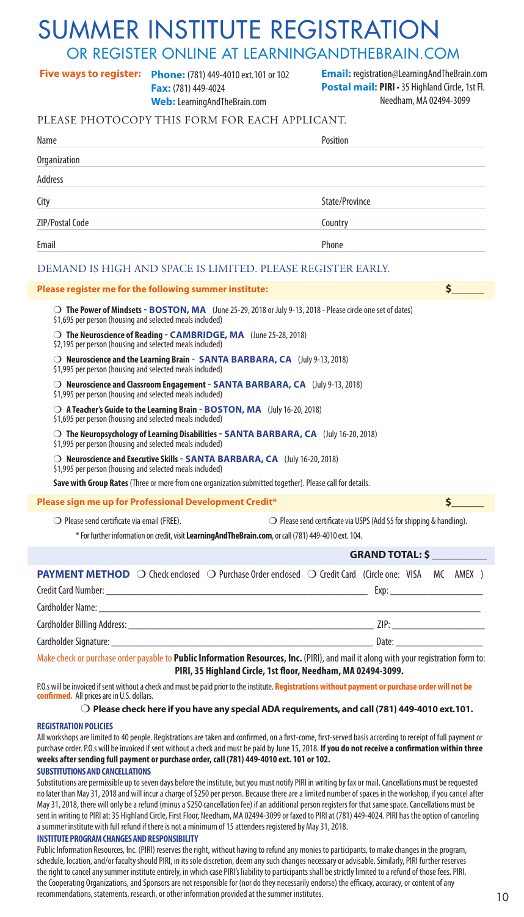# SUMMER INSTITUTE REGISTRATION

## OR REGISTER ONLINE AT LEARNINGANDTHEBRAIN.COM

**Five ways to register:** **Phone:** (781) 449-4010 ext.101 or 102
**Fax:** (781) 449-4024
**Web:** LearningAndTheBrain.com
**Email:** registration@LearningAndTheBrain.com
**Postal mail:** **PIRI** • 35 Highland Circle, 1st Fl. Needham, MA 02494-3099

PLEASE PHOTOCOPY THIS FORM FOR EACH APPLICANT.

Name ______________________ Position ______________________

Organization ______________________

Address ______________________

City ______________________ State/Province ______________________

ZIP/Postal Code ______________________ Country ______________________

Email ______________________ Phone ______________________

DEMAND IS HIGH AND SPACE IS LIMITED. PLEASE REGISTER EARLY.

**Please register me for the following summer institute:** **$______**

❍ **The Power of Mindsets** - **BOSTON, MA** (June 25-29, 2018 or July 9-13, 2018 - Please circle one set of dates)
$1,695 per person (housing and selected meals included)

❍ **The Neuroscience of Reading** - **CAMBRIDGE, MA** (June 25-28, 2018)
$2,195 per person (housing and selected meals included)

❍ **Neuroscience and the Learning Brain** - **SANTA BARBARA, CA** (July 9-13, 2018)
$1,995 per person (housing and selected meals included)

❍ **Neuroscience and Classroom Engagement** - **SANTA BARBARA, CA** (July 9-13, 2018)
$1,995 per person (housing and selected meals included)

❍ **A Teacher's Guide to the Learning Brain** - **BOSTON, MA** (July 16-20, 2018)
$1,695 per person (housing and selected meals included)

❍ **The Neuropsychology of Learning Disabilities** - **SANTA BARBARA, CA** (July 16-20, 2018)
$1,995 per person (housing and selected meals included)

❍ **Neuroscience and Executive Skills** - **SANTA BARBARA, CA** (July 16-20, 2018)
$1,995 per person (housing and selected meals included)

**Save with Group Rates** (Three or more from one organization submitted together). Please call for details.

**Please sign me up for Professional Development Credit*** **$______**

❍ Please send certificate via email (FREE). ❍ Please send certificate via USPS (Add $5 for shipping & handling).

\* For further information on credit, visit **LearningAndTheBrain.com**, or call (781) 449-4010 ext. 104.

**GRAND TOTAL: $ __________**

**PAYMENT METHOD** ❍ Check enclosed ❍ Purchase Order enclosed ❍ Credit Card (Circle one: VISA MC AMEX )

Credit Card Number: ______________________ Exp: ______________________

Cardholder Name: ______________________

Cardholder Billing Address: ______________________ ZIP: ______________________

Cardholder Signature: ______________________ Date: ______________________

Make check or purchase order payable to **Public Information Resources, Inc.** (PIRI), and mail it along with your registration form to: **PIRI, 35 Highland Circle, 1st floor, Needham, MA 02494-3099.**

P.O.s will be invoiced if sent without a check and must be paid prior to the institute. **Registrations without payment or purchase order will not be confirmed.** All prices are in U.S. dollars.

❍ **Please check here if you have any special ADA requirements, and call (781) 449-4010 ext.101.**

### REGISTRATION POLICIES

All workshops are limited to 40 people. Registrations are taken and confirmed, on a first-come, first-served basis according to receipt of full payment or purchase order. P.O.s will be invoiced if sent without a check and must be paid by June 15, 2018. **If you do not receive a confirmation within three weeks after sending full payment or purchase order, call (781) 449-4010 ext. 101 or 102.**

### SUBSTITUTIONS AND CANCELLATIONS

Substitutions are permissible up to seven days before the institute, but you must notify PIRI in writing by fax or mail. Cancellations must be requested no later than May 31, 2018 and will incur a charge of $250 per person. Because there are a limited number of spaces in the workshop, if you cancel after May 31, 2018, there will only be a refund (minus a $250 cancellation fee) if an additional person registers for that same space. Cancellations must be sent in writing to PIRI at: 35 Highland Circle, First Floor, Needham, MA 02494-3099 or faxed to PIRI at (781) 449-4024. PIRI has the option of canceling a summer institute with full refund if there is not a minimum of 15 attendees registered by May 31, 2018.

### INSTITUTE PROGRAM CHANGES AND RESPONSIBILITY

Public Information Resources, Inc. (PIRI) reserves the right, without having to refund any monies to participants, to make changes in the program, schedule, location, and/or faculty should PIRI, in its sole discretion, deem any such changes necessary or advisable. Similarly, PIRI further reserves the right to cancel any summer institute entirely, in which case PIRI's liability to participants shall be strictly limited to a refund of those fees. PIRI, the Cooperating Organizations, and Sponsors are not responsible for (nor do they necessarily endorse) the efficacy, accuracy, or content of any recommendations, statements, research, or other information provided at the summer institutes.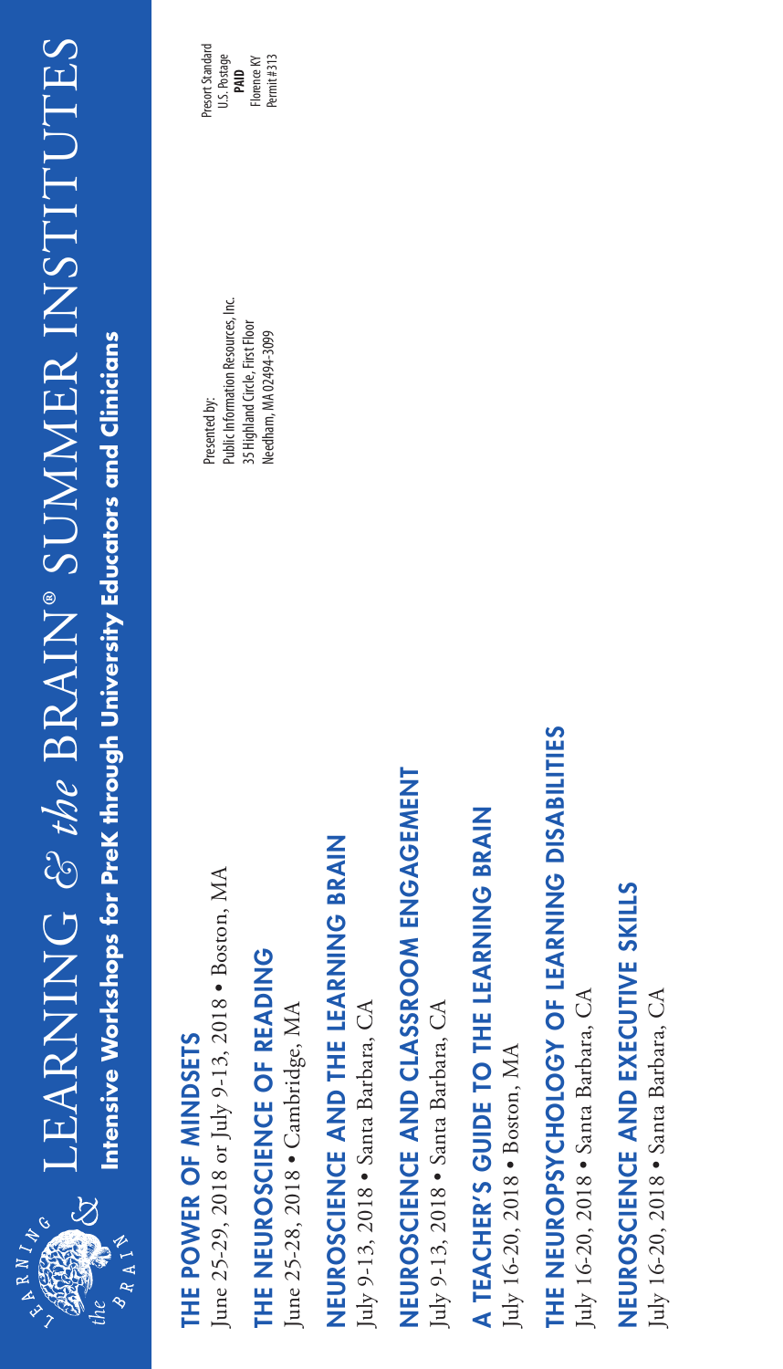# LEARNING & *the* BRAIN® SUMMER INSTITUTES

**Intensive Workshops for PreK through University Educators and Clinicians**

Presented by:
Public Information Resources, Inc.
35 Highland Circle, First Floor
Needham, MA 02494-3099

Presort Standard
U.S. Postage
**PAID**
Florence KY
Permit #313

## THE POWER OF MINDSETS
June 25-29, 2018 or July 9-13, 2018 • Boston, MA

## THE NEUROSCIENCE OF READING
June 25-28, 2018 • Cambridge, MA

## NEUROSCIENCE AND THE LEARNING BRAIN
July 9-13, 2018 • Santa Barbara, CA

## NEUROSCIENCE AND CLASSROOM ENGAGEMENT
July 9-13, 2018 • Santa Barbara, CA

## A TEACHER'S GUIDE TO THE LEARNING BRAIN
July 16-20, 2018 • Boston, MA

## THE NEUROPSYCHOLOGY OF LEARNING DISABILITIES
July 16-20, 2018 • Santa Barbara, CA

## NEUROSCIENCE AND EXECUTIVE SKILLS
July 16-20, 2018 • Santa Barbara, CA